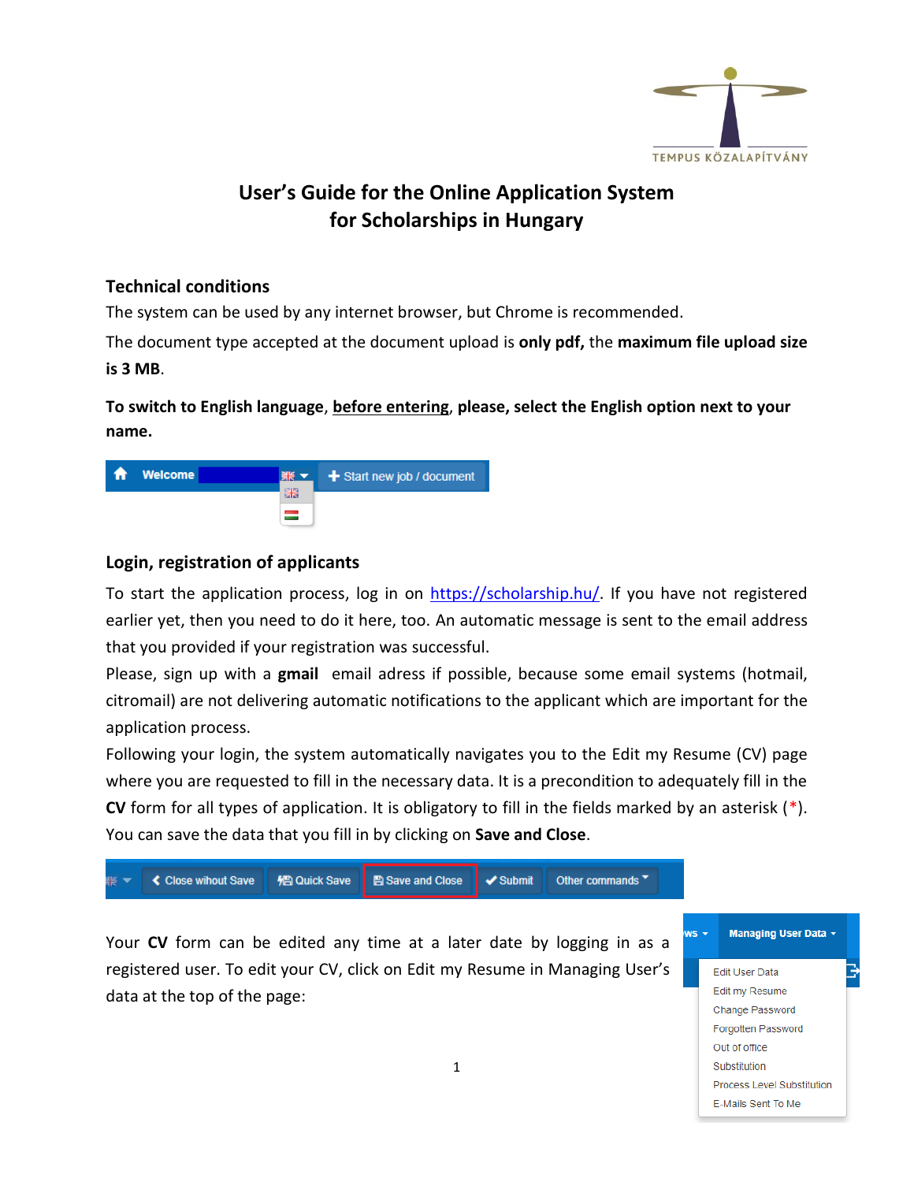# User's Guide for the Online Application System for Scholarships in Hungary

## Technical conditions

The system can be used by any internet browser, but Chrome is recommended.

The document type accepted at the document upload is **only pdf,** the **maximum file upload size is 3 MB**.

**To switch to English language,** **<u>before entering</u>, please, select the English option next to your name.**

## Login, registration of applicants

To start the application process, log in on [https://scholarship.hu/](https://scholarship.hu/). If you have not registered earlier yet, then you need to do it here, too. An automatic message is sent to the email address that you provided if your registration was successful.

Please, sign up with a **gmail** email adress if possible, because some email systems (hotmail, citromail) are not delivering automatic notifications to the applicant which are important for the application process.

Following your login, the system automatically navigates you to the Edit my Resume (CV) page where you are requested to fill in the necessary data. It is a precondition to adequately fill in the **CV** form for all types of application. It is obligatory to fill in the fields marked by an asterisk (*). You can save the data that you fill in by clicking on **Save and Close**.

Your **CV** form can be edited any time at a later date by logging in as a registered user. To edit your CV, click on Edit my Resume in Managing User's data at the top of the page: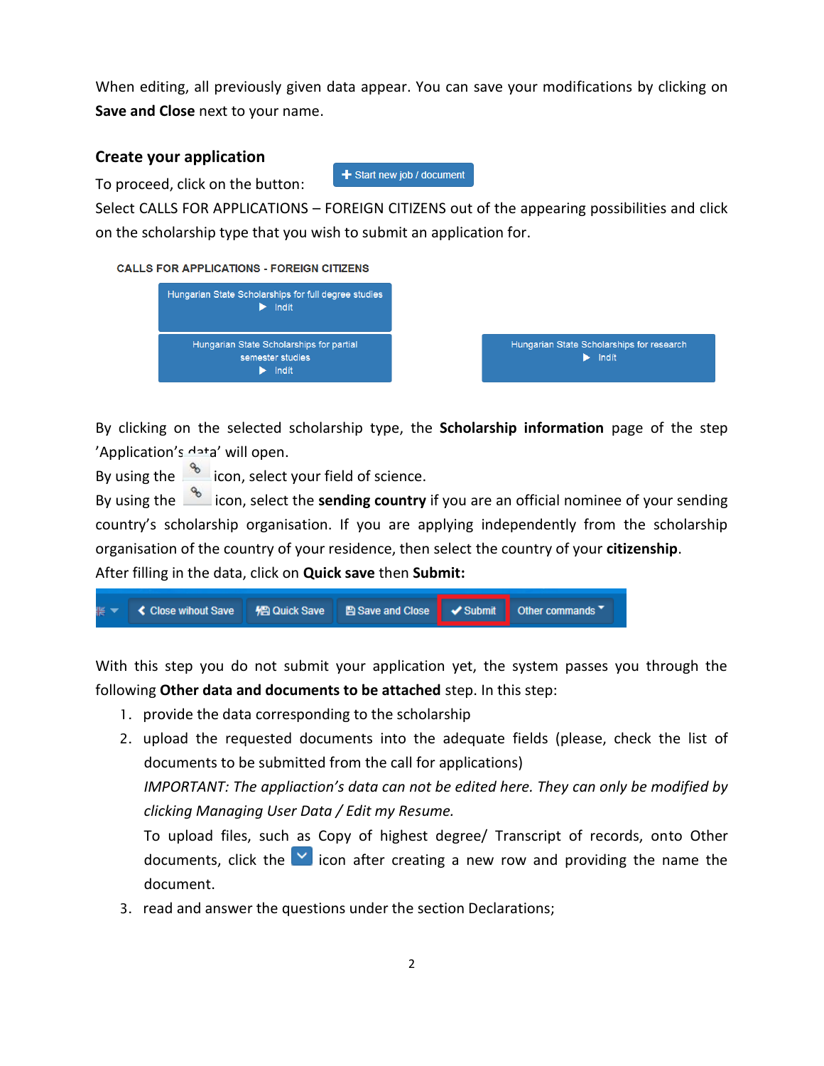When editing, all previously given data appear. You can save your modifications by clicking on **Save and Close** next to your name.

## Create your application

To proceed, click on the button: **+ Start new job / document**

Select CALLS FOR APPLICATIONS – FOREIGN CITIZENS out of the appearing possibilities and click on the scholarship type that you wish to submit an application for.

CALLS FOR APPLICATIONS - FOREIGN CITIZENS

- Hungarian State Scholarships for full degree studies ▶ Indít
- Hungarian State Scholarships for partial semester studies ▶ Indít
- Hungarian State Scholarships for research ▶ Indít

By clicking on the selected scholarship type, the **Scholarship information** page of the step 'Application's data' will open.

By using the icon, select your field of science.

By using the icon, select the **sending country** if you are an official nominee of your sending country's scholarship organisation. If you are applying independently from the scholarship organisation of the country of your residence, then select the country of your **citizenship**.

After filling in the data, click on **Quick save** then **Submit:**

Close wihout Save | Quick Save | Save and Close | Submit | Other commands

With this step you do not submit your application yet, the system passes you through the following **Other data and documents to be attached** step. In this step:

1. provide the data corresponding to the scholarship
2. upload the requested documents into the adequate fields (please, check the list of documents to be submitted from the call for applications)

   *IMPORTANT: The appliaction's data can not be edited here. They can only be modified by clicking Managing User Data / Edit my Resume.*

   To upload files, such as Copy of highest degree/ Transcript of records, onto Other documents, click the icon after creating a new row and providing the name the document.
3. read and answer the questions under the section Declarations;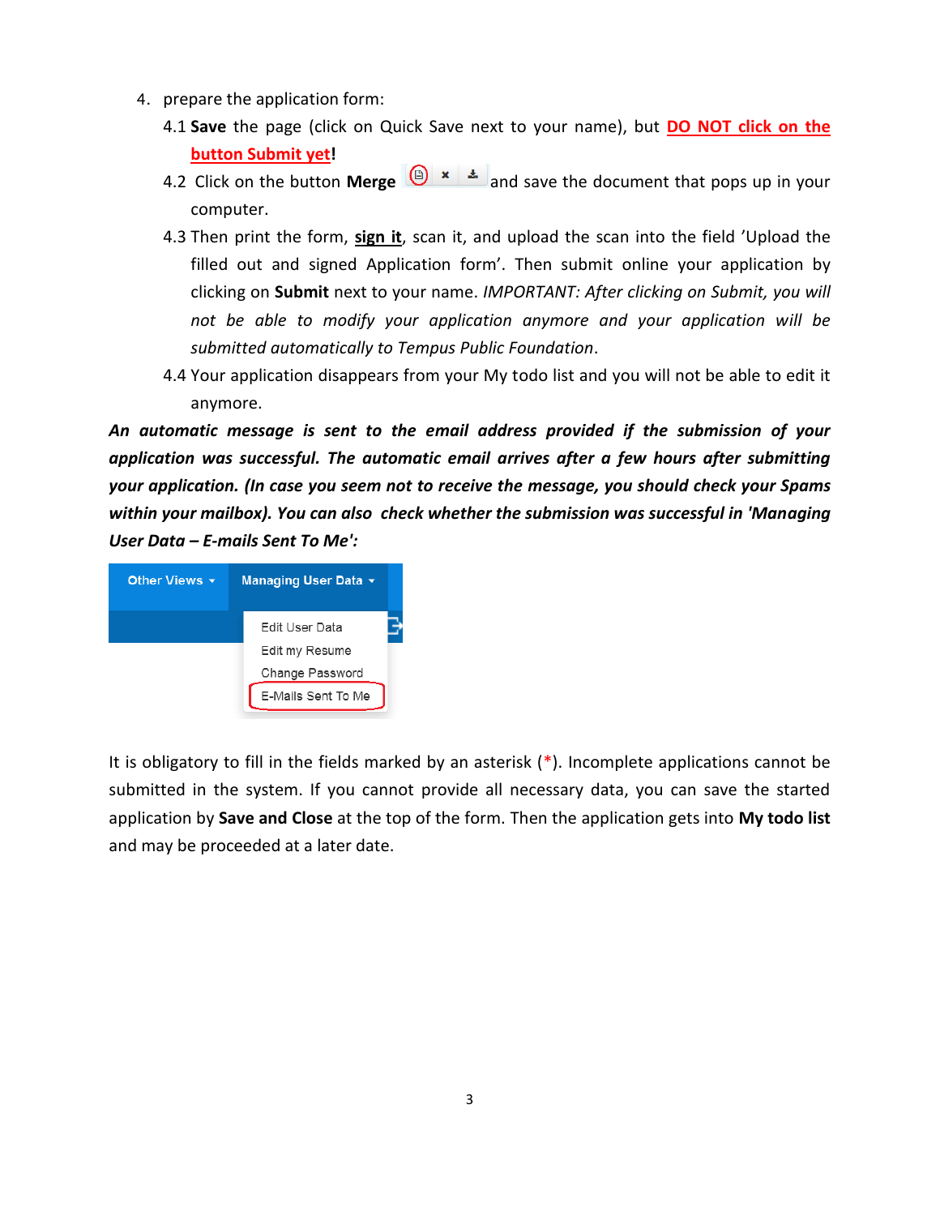4. prepare the application form:

   4.1 **Save** the page (click on Quick Save next to your name), but **DO NOT click on the button Submit yet!**

   4.2 Click on the button **Merge** and save the document that pops up in your computer.

   4.3 Then print the form, **sign it**, scan it, and upload the scan into the field 'Upload the filled out and signed Application form'. Then submit online your application by clicking on **Submit** next to your name. *IMPORTANT: After clicking on Submit, you will not be able to modify your application anymore and your application will be submitted automatically to Tempus Public Foundation*.

   4.4 Your application disappears from your My todo list and you will not be able to edit it anymore.

***An automatic message is sent to the email address provided if the submission of your application was successful. The automatic email arrives after a few hours after submitting your application. (In case you seem not to receive the message, you should check your Spams within your mailbox). You can also check whether the submission was successful in 'Managing User Data – E-mails Sent To Me':***

Other Views
Managing User Data
Edit User Data
Edit my Resume
Change Password
E-Mails Sent To Me

It is obligatory to fill in the fields marked by an asterisk (*). Incomplete applications cannot be submitted in the system. If you cannot provide all necessary data, you can save the started application by **Save and Close** at the top of the form. Then the application gets into **My todo list** and may be proceeded at a later date.